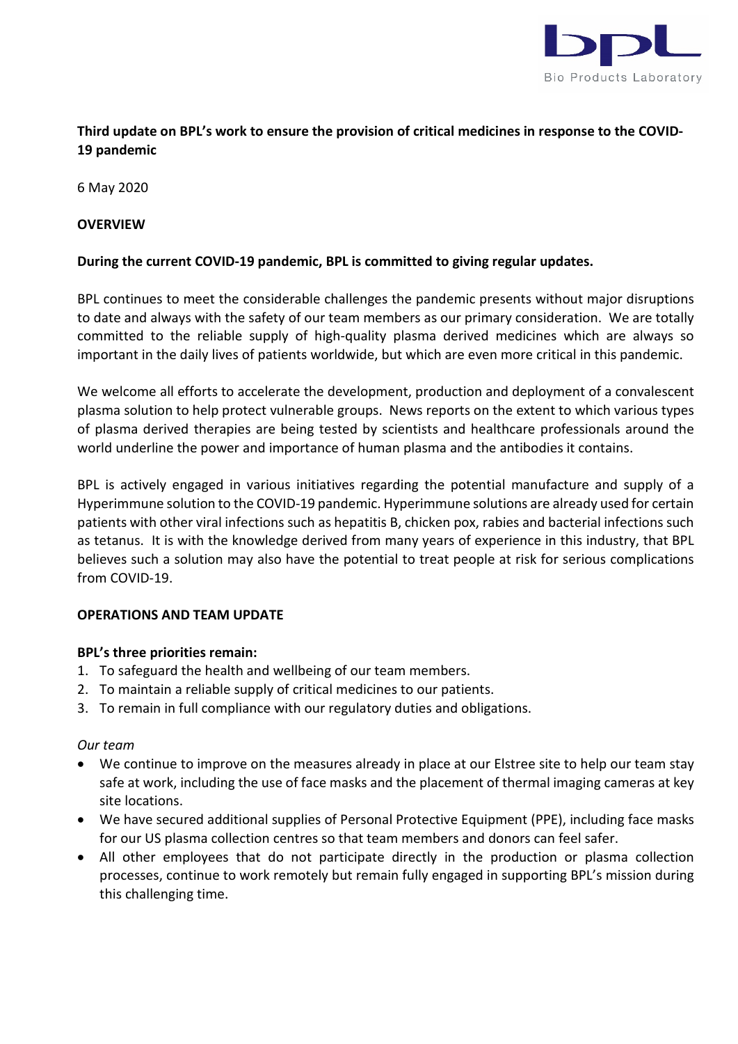# Third update on BPL's work to ensure the provision of critical medicines in response to the COVID-19 pandemic

6 May 2020

## OVERVIEW

**During the current COVID-19 pandemic, BPL is committed to giving regular updates.**

BPL continues to meet the considerable challenges the pandemic presents without major disruptions to date and always with the safety of our team members as our primary consideration. We are totally committed to the reliable supply of high-quality plasma derived medicines which are always so important in the daily lives of patients worldwide, but which are even more critical in this pandemic.

We welcome all efforts to accelerate the development, production and deployment of a convalescent plasma solution to help protect vulnerable groups. News reports on the extent to which various types of plasma derived therapies are being tested by scientists and healthcare professionals around the world underline the power and importance of human plasma and the antibodies it contains.

BPL is actively engaged in various initiatives regarding the potential manufacture and supply of a Hyperimmune solution to the COVID-19 pandemic. Hyperimmune solutions are already used for certain patients with other viral infections such as hepatitis B, chicken pox, rabies and bacterial infections such as tetanus. It is with the knowledge derived from many years of experience in this industry, that BPL believes such a solution may also have the potential to treat people at risk for serious complications from COVID-19.

## OPERATIONS AND TEAM UPDATE

**BPL's three priorities remain:**

1. To safeguard the health and wellbeing of our team members.
2. To maintain a reliable supply of critical medicines to our patients.
3. To remain in full compliance with our regulatory duties and obligations.

*Our team*

- We continue to improve on the measures already in place at our Elstree site to help our team stay safe at work, including the use of face masks and the placement of thermal imaging cameras at key site locations.
- We have secured additional supplies of Personal Protective Equipment (PPE), including face masks for our US plasma collection centres so that team members and donors can feel safer.
- All other employees that do not participate directly in the production or plasma collection processes, continue to work remotely but remain fully engaged in supporting BPL's mission during this challenging time.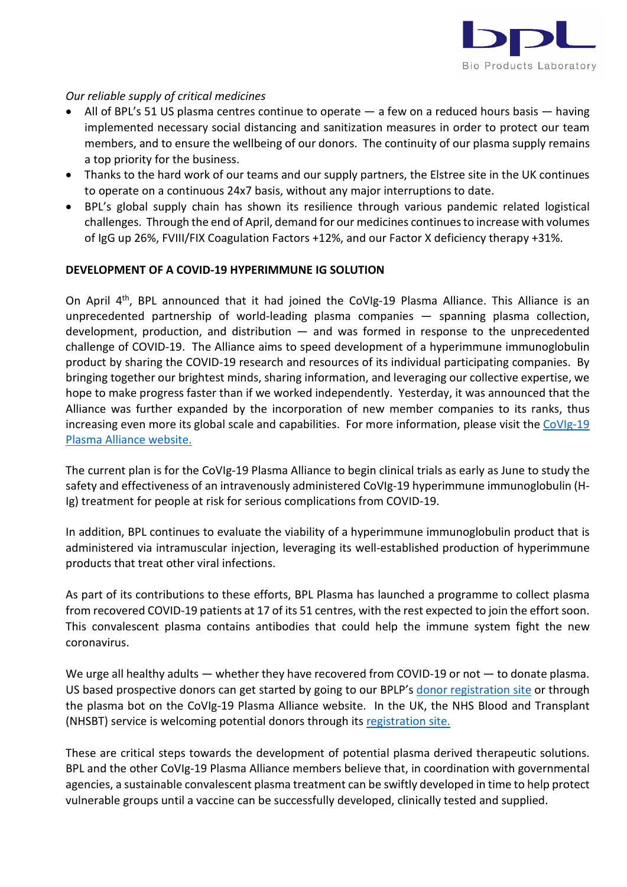*Our reliable supply of critical medicines*

- All of BPL's 51 US plasma centres continue to operate — a few on a reduced hours basis — having implemented necessary social distancing and sanitization measures in order to protect our team members, and to ensure the wellbeing of our donors. The continuity of our plasma supply remains a top priority for the business.
- Thanks to the hard work of our teams and our supply partners, the Elstree site in the UK continues to operate on a continuous 24x7 basis, without any major interruptions to date.
- BPL's global supply chain has shown its resilience through various pandemic related logistical challenges. Through the end of April, demand for our medicines continues to increase with volumes of IgG up 26%, FVIII/FIX Coagulation Factors +12%, and our Factor X deficiency therapy +31%.

**DEVELOPMENT OF A COVID-19 HYPERIMMUNE IG SOLUTION**

On April 4th, BPL announced that it had joined the CoVIg-19 Plasma Alliance. This Alliance is an unprecedented partnership of world-leading plasma companies — spanning plasma collection, development, production, and distribution — and was formed in response to the unprecedented challenge of COVID-19. The Alliance aims to speed development of a hyperimmune immunoglobulin product by sharing the COVID-19 research and resources of its individual participating companies. By bringing together our brightest minds, sharing information, and leveraging our collective expertise, we hope to make progress faster than if we worked independently. Yesterday, it was announced that the Alliance was further expanded by the incorporation of new member companies to its ranks, thus increasing even more its global scale and capabilities. For more information, please visit the CoVIg-19 Plasma Alliance website.

The current plan is for the CoVIg-19 Plasma Alliance to begin clinical trials as early as June to study the safety and effectiveness of an intravenously administered CoVIg-19 hyperimmune immunoglobulin (H-Ig) treatment for people at risk for serious complications from COVID-19.

In addition, BPL continues to evaluate the viability of a hyperimmune immunoglobulin product that is administered via intramuscular injection, leveraging its well-established production of hyperimmune products that treat other viral infections.

As part of its contributions to these efforts, BPL Plasma has launched a programme to collect plasma from recovered COVID-19 patients at 17 of its 51 centres, with the rest expected to join the effort soon. This convalescent plasma contains antibodies that could help the immune system fight the new coronavirus.

We urge all healthy adults — whether they have recovered from COVID-19 or not — to donate plasma. US based prospective donors can get started by going to our BPLP's donor registration site or through the plasma bot on the CoVIg-19 Plasma Alliance website. In the UK, the NHS Blood and Transplant (NHSBT) service is welcoming potential donors through its registration site.

These are critical steps towards the development of potential plasma derived therapeutic solutions. BPL and the other CoVIg-19 Plasma Alliance members believe that, in coordination with governmental agencies, a sustainable convalescent plasma treatment can be swiftly developed in time to help protect vulnerable groups until a vaccine can be successfully developed, clinically tested and supplied.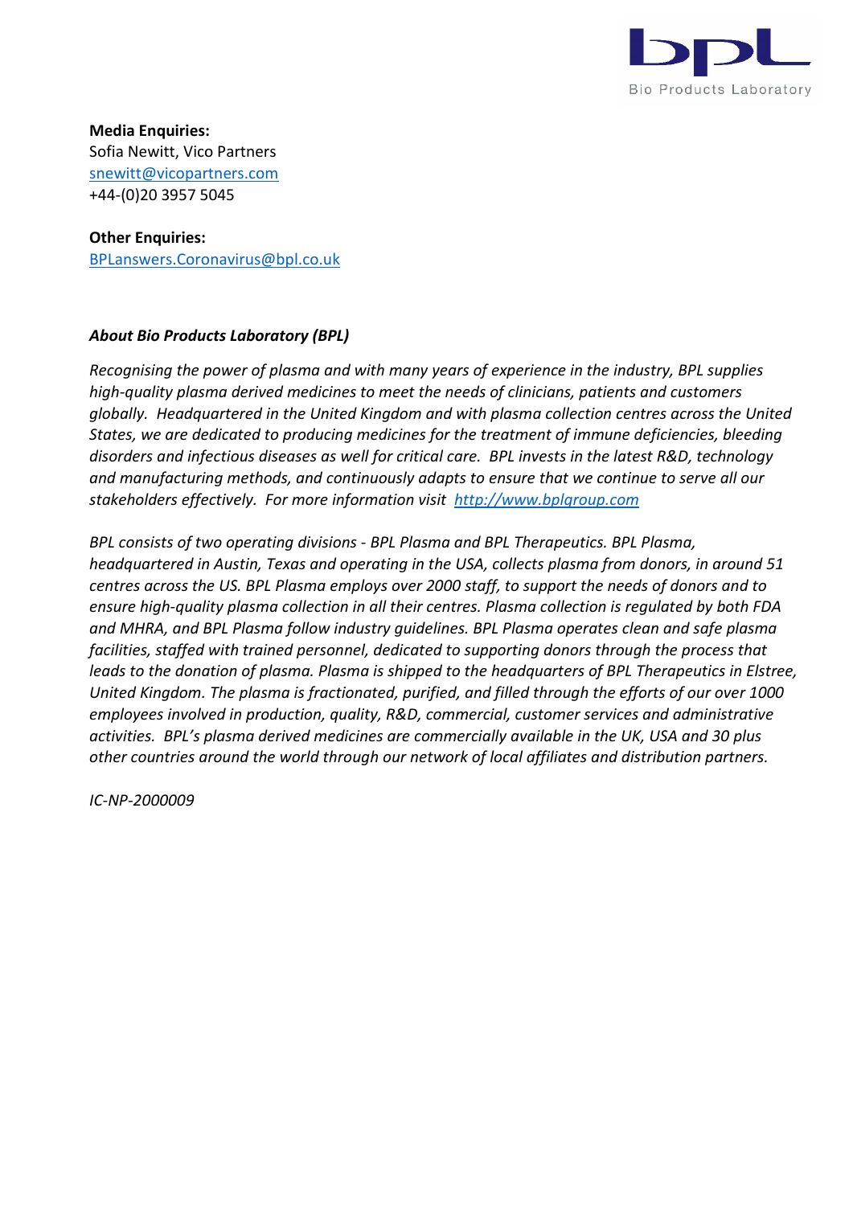**Media Enquiries:**
Sofia Newitt, Vico Partners
snewitt@vicopartners.com
+44-(0)20 3957 5045

**Other Enquiries:**
BPLanswers.Coronavirus@bpl.co.uk

***About Bio Products Laboratory (BPL)***

*Recognising the power of plasma and with many years of experience in the industry, BPL supplies high-quality plasma derived medicines to meet the needs of clinicians, patients and customers globally. Headquartered in the United Kingdom and with plasma collection centres across the United States, we are dedicated to producing medicines for the treatment of immune deficiencies, bleeding disorders and infectious diseases as well for critical care. BPL invests in the latest R&D, technology and manufacturing methods, and continuously adapts to ensure that we continue to serve all our stakeholders effectively. For more information visit [http://www.bplgroup.com](http://www.bplgroup.com)*

*BPL consists of two operating divisions - BPL Plasma and BPL Therapeutics. BPL Plasma, headquartered in Austin, Texas and operating in the USA, collects plasma from donors, in around 51 centres across the US. BPL Plasma employs over 2000 staff, to support the needs of donors and to ensure high-quality plasma collection in all their centres. Plasma collection is regulated by both FDA and MHRA, and BPL Plasma follow industry guidelines. BPL Plasma operates clean and safe plasma facilities, staffed with trained personnel, dedicated to supporting donors through the process that leads to the donation of plasma. Plasma is shipped to the headquarters of BPL Therapeutics in Elstree, United Kingdom. The plasma is fractionated, purified, and filled through the efforts of our over 1000 employees involved in production, quality, R&D, commercial, customer services and administrative activities. BPL's plasma derived medicines are commercially available in the UK, USA and 30 plus other countries around the world through our network of local affiliates and distribution partners.*

*IC-NP-2000009*